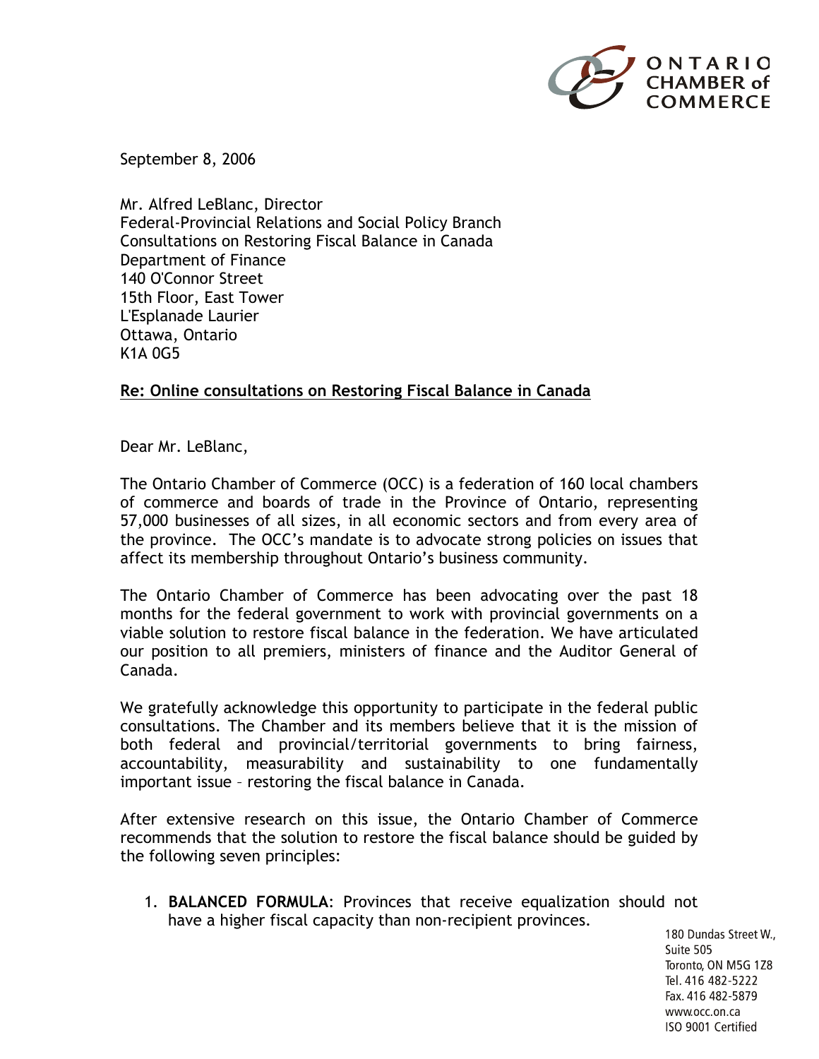ONTARIO CHAMBER of COMMERCE

September 8, 2006

Mr. Alfred LeBlanc, Director
Federal-Provincial Relations and Social Policy Branch
Consultations on Restoring Fiscal Balance in Canada
Department of Finance
140 O'Connor Street
15th Floor, East Tower
L'Esplanade Laurier
Ottawa, Ontario
K1A 0G5

**Re: Online consultations on Restoring Fiscal Balance in Canada**

Dear Mr. LeBlanc,

The Ontario Chamber of Commerce (OCC) is a federation of 160 local chambers of commerce and boards of trade in the Province of Ontario, representing 57,000 businesses of all sizes, in all economic sectors and from every area of the province. The OCC's mandate is to advocate strong policies on issues that affect its membership throughout Ontario's business community.

The Ontario Chamber of Commerce has been advocating over the past 18 months for the federal government to work with provincial governments on a viable solution to restore fiscal balance in the federation. We have articulated our position to all premiers, ministers of finance and the Auditor General of Canada.

We gratefully acknowledge this opportunity to participate in the federal public consultations. The Chamber and its members believe that it is the mission of both federal and provincial/territorial governments to bring fairness, accountability, measurability and sustainability to one fundamentally important issue – restoring the fiscal balance in Canada.

After extensive research on this issue, the Ontario Chamber of Commerce recommends that the solution to restore the fiscal balance should be guided by the following seven principles:

1. **BALANCED FORMULA**: Provinces that receive equalization should not have a higher fiscal capacity than non-recipient provinces.

180 Dundas Street W.,
Suite 505
Toronto, ON M5G 1Z8
Tel. 416 482-5222
Fax. 416 482-5879
www.occ.on.ca
ISO 9001 Certified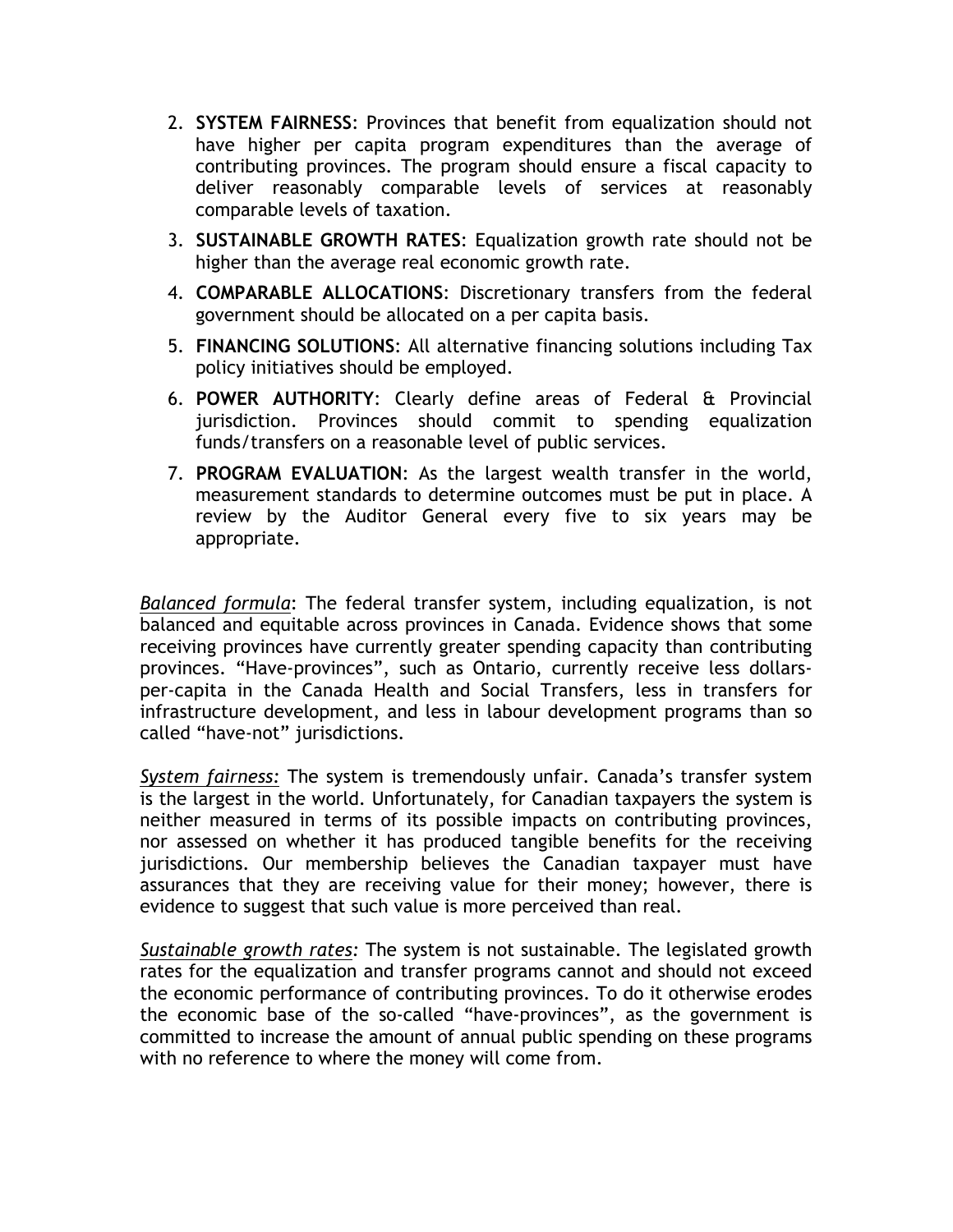2. **SYSTEM FAIRNESS**: Provinces that benefit from equalization should not have higher per capita program expenditures than the average of contributing provinces. The program should ensure a fiscal capacity to deliver reasonably comparable levels of services at reasonably comparable levels of taxation.
3. **SUSTAINABLE GROWTH RATES**: Equalization growth rate should not be higher than the average real economic growth rate.
4. **COMPARABLE ALLOCATIONS**: Discretionary transfers from the federal government should be allocated on a per capita basis.
5. **FINANCING SOLUTIONS**: All alternative financing solutions including Tax policy initiatives should be employed.
6. **POWER AUTHORITY**: Clearly define areas of Federal & Provincial jurisdiction. Provinces should commit to spending equalization funds/transfers on a reasonable level of public services.
7. **PROGRAM EVALUATION**: As the largest wealth transfer in the world, measurement standards to determine outcomes must be put in place. A review by the Auditor General every five to six years may be appropriate.

*Balanced formula*: The federal transfer system, including equalization, is not balanced and equitable across provinces in Canada. Evidence shows that some receiving provinces have currently greater spending capacity than contributing provinces. "Have-provinces", such as Ontario, currently receive less dollars-per-capita in the Canada Health and Social Transfers, less in transfers for infrastructure development, and less in labour development programs than so called "have-not" jurisdictions.

*System fairness:* The system is tremendously unfair. Canada's transfer system is the largest in the world. Unfortunately, for Canadian taxpayers the system is neither measured in terms of its possible impacts on contributing provinces, nor assessed on whether it has produced tangible benefits for the receiving jurisdictions. Our membership believes the Canadian taxpayer must have assurances that they are receiving value for their money; however, there is evidence to suggest that such value is more perceived than real.

*Sustainable growth rates:* The system is not sustainable. The legislated growth rates for the equalization and transfer programs cannot and should not exceed the economic performance of contributing provinces. To do it otherwise erodes the economic base of the so-called "have-provinces", as the government is committed to increase the amount of annual public spending on these programs with no reference to where the money will come from.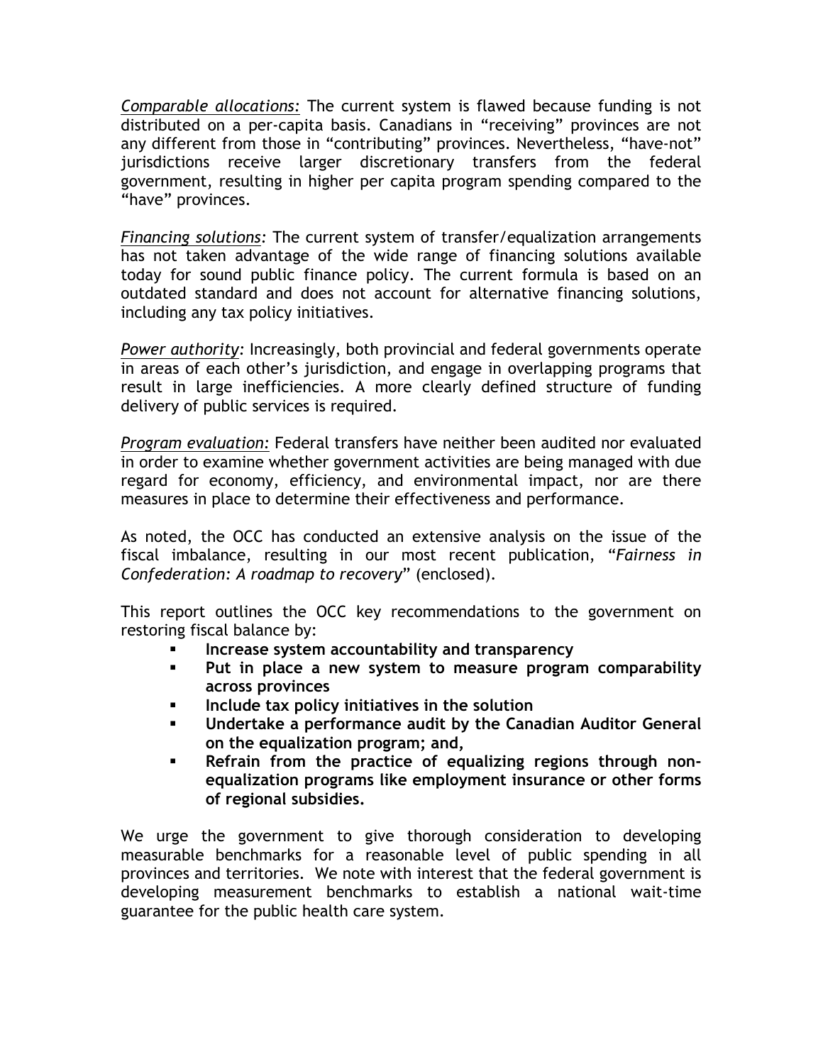*Comparable allocations:* The current system is flawed because funding is not distributed on a per-capita basis. Canadians in "receiving" provinces are not any different from those in "contributing" provinces. Nevertheless, "have-not" jurisdictions receive larger discretionary transfers from the federal government, resulting in higher per capita program spending compared to the "have" provinces.

*Financing solutions*: The current system of transfer/equalization arrangements has not taken advantage of the wide range of financing solutions available today for sound public finance policy. The current formula is based on an outdated standard and does not account for alternative financing solutions, including any tax policy initiatives.

*Power authority:* Increasingly, both provincial and federal governments operate in areas of each other's jurisdiction, and engage in overlapping programs that result in large inefficiencies. A more clearly defined structure of funding delivery of public services is required.

*Program evaluation:* Federal transfers have neither been audited nor evaluated in order to examine whether government activities are being managed with due regard for economy, efficiency, and environmental impact, nor are there measures in place to determine their effectiveness and performance.

As noted, the OCC has conducted an extensive analysis on the issue of the fiscal imbalance, resulting in our most recent publication, "*Fairness in Confederation: A roadmap to recovery*" (enclosed).

This report outlines the OCC key recommendations to the government on restoring fiscal balance by:

- **Increase system accountability and transparency**
- **Put in place a new system to measure program comparability across provinces**
- **Include tax policy initiatives in the solution**
- **Undertake a performance audit by the Canadian Auditor General on the equalization program; and,**
- **Refrain from the practice of equalizing regions through non-equalization programs like employment insurance or other forms of regional subsidies.**

We urge the government to give thorough consideration to developing measurable benchmarks for a reasonable level of public spending in all provinces and territories. We note with interest that the federal government is developing measurement benchmarks to establish a national wait-time guarantee for the public health care system.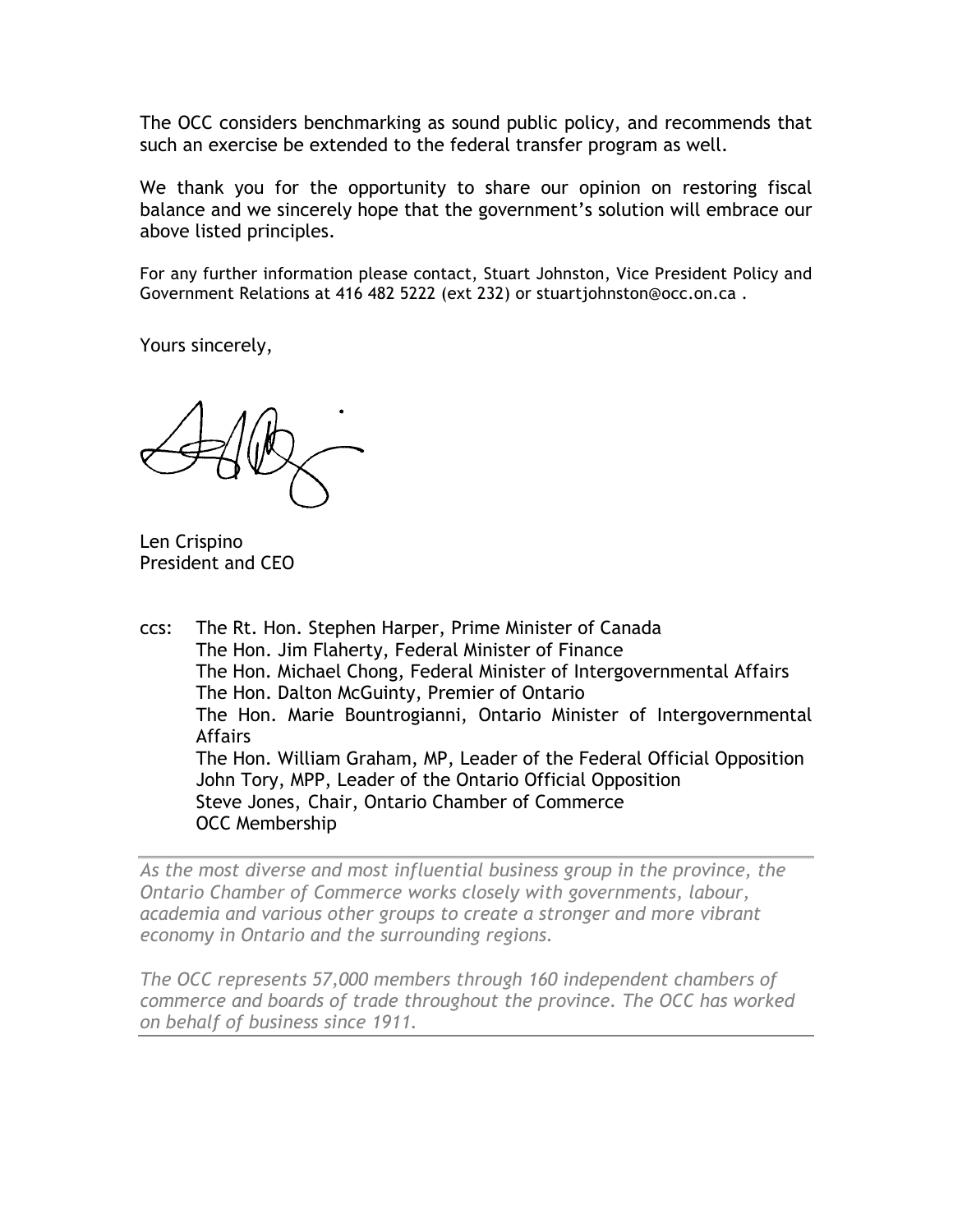The OCC considers benchmarking as sound public policy, and recommends that such an exercise be extended to the federal transfer program as well.

We thank you for the opportunity to share our opinion on restoring fiscal balance and we sincerely hope that the government's solution will embrace our above listed principles.

For any further information please contact, Stuart Johnston, Vice President Policy and Government Relations at 416 482 5222 (ext 232) or stuartjohnston@occ.on.ca .

Yours sincerely,

Len Crispino
President and CEO

ccs: The Rt. Hon. Stephen Harper, Prime Minister of Canada
The Hon. Jim Flaherty, Federal Minister of Finance
The Hon. Michael Chong, Federal Minister of Intergovernmental Affairs
The Hon. Dalton McGuinty, Premier of Ontario
The Hon. Marie Bountrogianni, Ontario Minister of Intergovernmental Affairs
The Hon. William Graham, MP, Leader of the Federal Official Opposition
John Tory, MPP, Leader of the Ontario Official Opposition
Steve Jones, Chair, Ontario Chamber of Commerce
OCC Membership

---

*As the most diverse and most influential business group in the province, the Ontario Chamber of Commerce works closely with governments, labour, academia and various other groups to create a stronger and more vibrant economy in Ontario and the surrounding regions.*

*The OCC represents 57,000 members through 160 independent chambers of commerce and boards of trade throughout the province. The OCC has worked on behalf of business since 1911.*